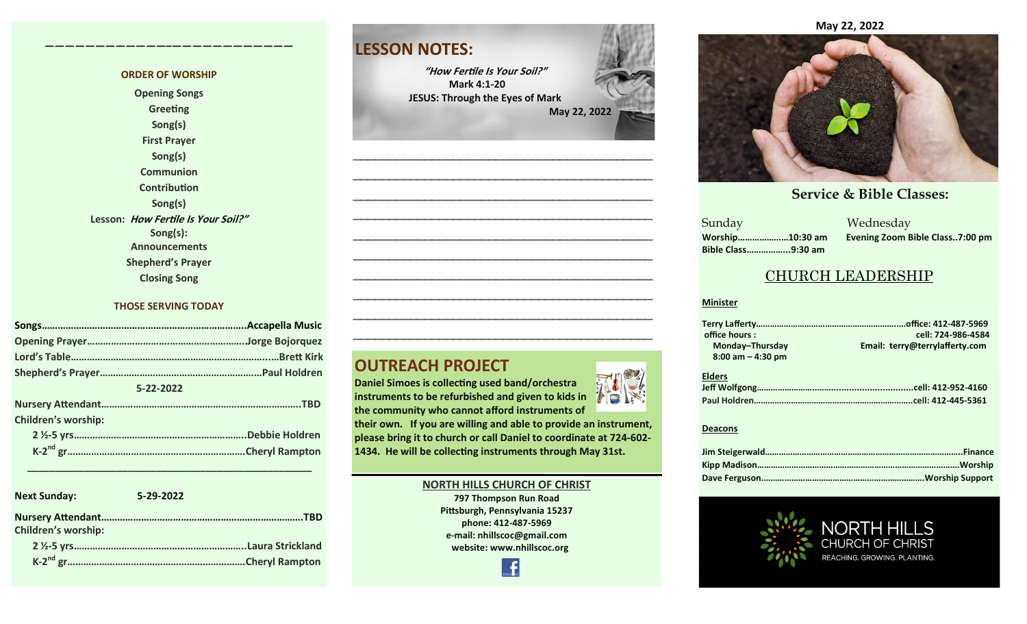## ORDER OF WORSHIP

Opening Songs
Greeting
Song(s)
First Prayer
Song(s)
Communion
Contribution
Song(s)
Lesson: *How Fertile Is Your Soil?"*
Song(s):
Announcements
Shepherd's Prayer
Closing Song

## THOSE SERVING TODAY

**Songs**…………………………………………………………………..Accapella Music
**Opening Prayer**…………………………………………………Jorge Bojorquez
**Lord's Table**………………………………………………………………...Brett Kirk
**Shepherd's Prayer**…………………………………………………Paul Holdren

**5-22-2022**

**Nursery Attendant**………………………………………………………………..TBD
**Children's worship:**
- 2 ½-5 yrs………………………………………………………..Debbie Holdren
- K-2nd gr…………………………………………………………..Cheryl Rampton

---

**Next Sunday:** 5-29-2022

**Nursery Attendant**………………………………………………………………..TBD
**Children's worship:**
- 2 ½-5 yrs………………………………………………………..Laura Strickland
- K-2nd gr…………………………………………………………..Cheryl Rampton

## LESSON NOTES:

*"How Fertile Is Your Soil?"*
Mark 4:1-20
JESUS: Through the Eyes of Mark
May 22, 2022

## OUTREACH PROJECT

**Daniel Simoes is collecting used band/orchestra instruments to be refurbished and given to kids in the community who cannot afford instruments of their own. If you are willing and able to provide an instrument, please bring it to church or call Daniel to coordinate at 724-602-1434. He will be collecting instruments through May 31st.**

**NORTH HILLS CHURCH OF CHRIST**
797 Thompson Run Road
Pittsburgh, Pennsylvania 15237
phone: 412-487-5969
e-mail: nhillscoc@gmail.com
website: www.nhillscoc.org

**May 22, 2022**

## Service & Bible Classes:

Sunday
**Worship**…………………10:30 am
**Bible Class**……………..9:30 am

Wednesday
**Evening Zoom Bible Class..7:00 pm**

## CHURCH LEADERSHIP

**Minister**

**Terry Lafferty**……………………………………………………..office: 412-487-5969
office hours : cell: 724-986-4584
Monday–Thursday Email: terry@terrylafferty.com
8:00 am – 4:30 pm

**Elders**

**Jeff Wolfgong**……………………………………………………cell: 412-952-4160
**Paul Holdren**……………………………………………………cell: 412-445-5361

**Deacons**

**Jim Steigerwald**……………………………………………………………Finance
**Kipp Madison**……………………………………………………………Worship
**Dave Ferguson**……………………………………………………Worship Support

NORTH HILLS CHURCH OF CHRIST
REACHING. GROWING. PLANTING.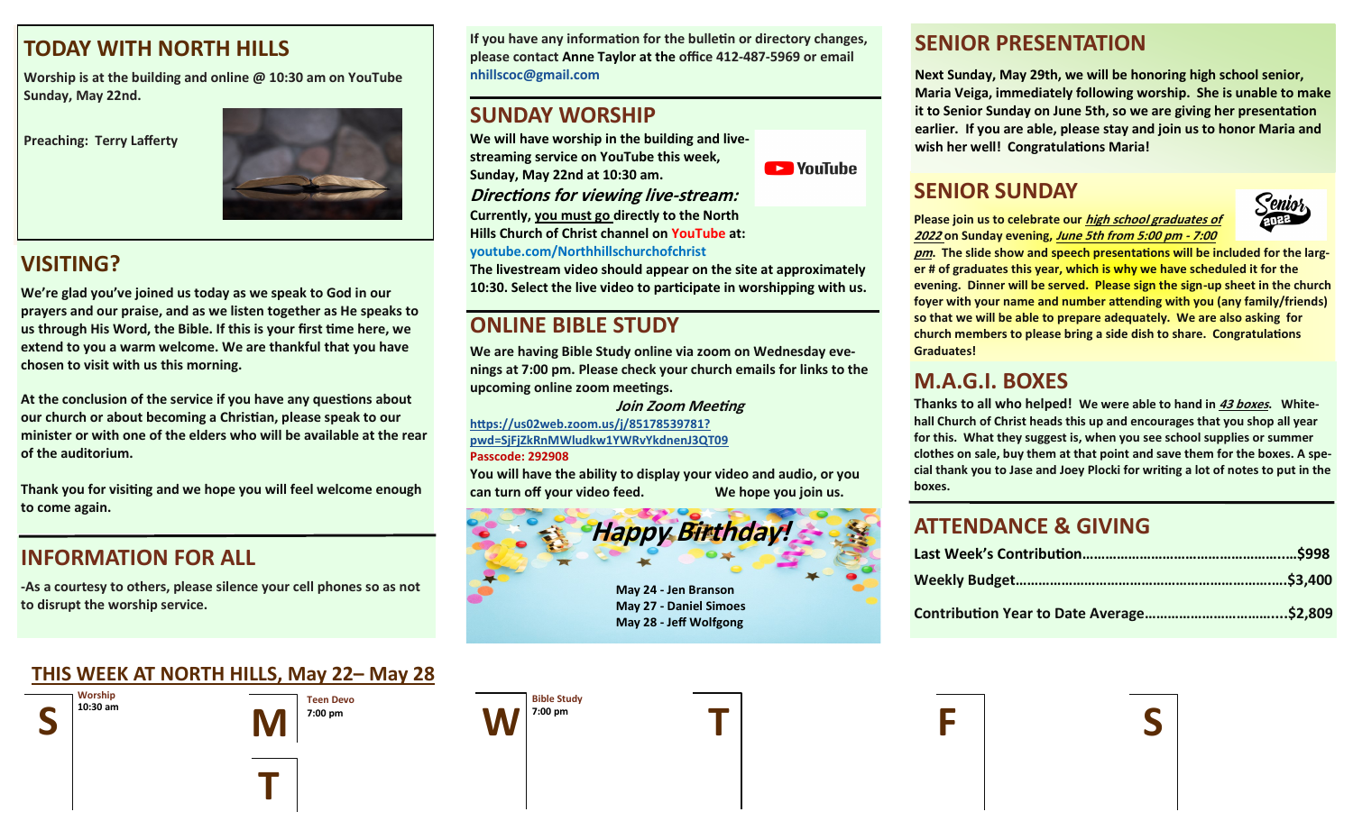## TODAY WITH NORTH HILLS

**Worship is at the building and online @ 10:30 am on YouTube Sunday, May 22nd.**

**Preaching: Terry Lafferty**

## VISITING?

**We're glad you've joined us today as we speak to God in our prayers and our praise, and as we listen together as He speaks to us through His Word, the Bible. If this is your first time here, we extend to you a warm welcome. We are thankful that you have chosen to visit with us this morning.**

**At the conclusion of the service if you have any questions about our church or about becoming a Christian, please speak to our minister or with one of the elders who will be available at the rear of the auditorium.**

**Thank you for visiting and we hope you will feel welcome enough to come again.**

## INFORMATION FOR ALL

**-As a courtesy to others, please silence your cell phones so as not to disrupt the worship service.**

**If you have any information for the bulletin or directory changes, please contact Anne Taylor at the office 412-487-5969 or email nhillscoc@gmail.com**

## SUNDAY WORSHIP

**We will have worship in the building and live-streaming service on YouTube this week, Sunday, May 22nd at 10:30 am.**

***Directions for viewing live-stream:***

**Currently, you must go directly to the North Hills Church of Christ channel on YouTube at: youtube.com/Northhillschurchofchrist**

**The livestream video should appear on the site at approximately 10:30. Select the live video to participate in worshipping with us.**

## ONLINE BIBLE STUDY

**We are having Bible Study online via zoom on Wednesday evenings at 7:00 pm. Please check your church emails for links to the upcoming online zoom meetings.**

*Join Zoom Meeting*

https://us02web.zoom.us/j/85178539781?pwd=SjFjZkRnMWludkw1YWRvYkdnenJ3QT09

**Passcode: 292908**

**You will have the ability to display your video and audio, or you can turn off your video feed. We hope you join us.**

## Happy Birthday!

**May 24 - Jen Branson**
**May 27 - Daniel Simoes**
**May 28 - Jeff Wolfgong**

## SENIOR PRESENTATION

**Next Sunday, May 29th, we will be honoring high school senior, Maria Veiga, immediately following worship. She is unable to make it to Senior Sunday on June 5th, so we are giving her presentation earlier. If you are able, please stay and join us to honor Maria and wish her well! Congratulations Maria!**

## SENIOR SUNDAY

**Please join us to celebrate our *high school graduates of 2022* on Sunday evening, *June 5th from 5:00 pm - 7:00 pm*. The slide show and speech presentations will be included for the larger # of graduates this year, which is why we have scheduled it for the evening. Dinner will be served. Please sign the sign-up sheet in the church foyer with your name and number attending with you (any family/friends) so that we will be able to prepare adequately. We are also asking for church members to please bring a side dish to share. Congratulations Graduates!**

## M.A.G.I. BOXES

**Thanks to all who helped! We were able to hand in *43 boxes*. Whitehall Church of Christ heads this up and encourages that you shop all year for this. What they suggest is, when you see school supplies or summer clothes on sale, buy them at that point and save them for the boxes. A special thank you to Jase and Joey Plocki for writing a lot of notes to put in the boxes.**

## ATTENDANCE & GIVING

**Last Week's Contribution........................................................$998**
**Weekly Budget......................................................................$3,400**
**Contribution Year to Date Average..................................$2,809**

## THIS WEEK AT NORTH HILLS, May 22– May 28

**S** — Worship 10:30 am
**M** — Teen Devo 7:00 pm
**T**
**W** — Bible Study 7:00 pm
**T**
**F**
**S**